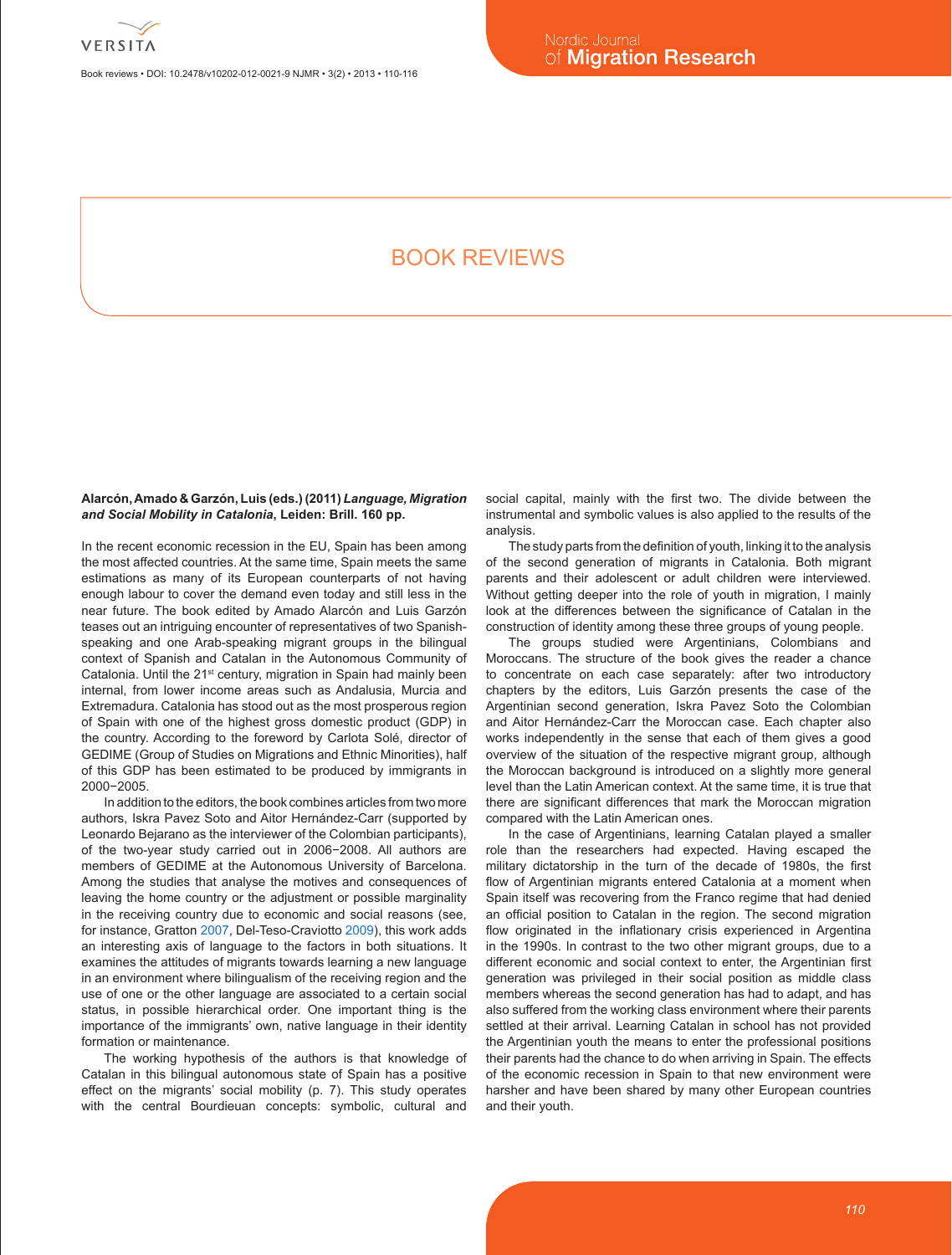# BOOK REVIEWS

**Alarcón, Amado & Garzón, Luis (eds.) (2011) *Language, Migration and Social Mobility in Catalonia*, Leiden: Brill. 160 pp.**

In the recent economic recession in the EU, Spain has been among the most affected countries. At the same time, Spain meets the same estimations as many of its European counterparts of not having enough labour to cover the demand even today and still less in the near future. The book edited by Amado Alarcón and Luis Garzón teases out an intriguing encounter of representatives of two Spanish-speaking and one Arab-speaking migrant groups in the bilingual context of Spanish and Catalan in the Autonomous Community of Catalonia. Until the 21st century, migration in Spain had mainly been internal, from lower income areas such as Andalusia, Murcia and Extremadura. Catalonia has stood out as the most prosperous region of Spain with one of the highest gross domestic product (GDP) in the country. According to the foreword by Carlota Solé, director of GEDIME (Group of Studies on Migrations and Ethnic Minorities), half of this GDP has been estimated to be produced by immigrants in 2000−2005.

In addition to the editors, the book combines articles from two more authors, Iskra Pavez Soto and Aitor Hernández-Carr (supported by Leonardo Bejarano as the interviewer of the Colombian participants), of the two-year study carried out in 2006−2008. All authors are members of GEDIME at the Autonomous University of Barcelona. Among the studies that analyse the motives and consequences of leaving the home country or the adjustment or possible marginality in the receiving country due to economic and social reasons (see, for instance, Gratton 2007, Del-Teso-Craviotto 2009), this work adds an interesting axis of language to the factors in both situations. It examines the attitudes of migrants towards learning a new language in an environment where bilingualism of the receiving region and the use of one or the other language are associated to a certain social status, in possible hierarchical order. One important thing is the importance of the immigrants' own, native language in their identity formation or maintenance.

The working hypothesis of the authors is that knowledge of Catalan in this bilingual autonomous state of Spain has a positive effect on the migrants' social mobility (p. 7). This study operates with the central Bourdieuan concepts: symbolic, cultural and social capital, mainly with the first two. The divide between the instrumental and symbolic values is also applied to the results of the analysis.

The study parts from the definition of youth, linking it to the analysis of the second generation of migrants in Catalonia. Both migrant parents and their adolescent or adult children were interviewed. Without getting deeper into the role of youth in migration, I mainly look at the differences between the significance of Catalan in the construction of identity among these three groups of young people.

The groups studied were Argentinians, Colombians and Moroccans. The structure of the book gives the reader a chance to concentrate on each case separately: after two introductory chapters by the editors, Luis Garzón presents the case of the Argentinian second generation, Iskra Pavez Soto the Colombian and Aitor Hernández-Carr the Moroccan case. Each chapter also works independently in the sense that each of them gives a good overview of the situation of the respective migrant group, although the Moroccan background is introduced on a slightly more general level than the Latin American context. At the same time, it is true that there are significant differences that mark the Moroccan migration compared with the Latin American ones.

In the case of Argentinians, learning Catalan played a smaller role than the researchers had expected. Having escaped the military dictatorship in the turn of the decade of 1980s, the first flow of Argentinian migrants entered Catalonia at a moment when Spain itself was recovering from the Franco regime that had denied an official position to Catalan in the region. The second migration flow originated in the inflationary crisis experienced in Argentina in the 1990s. In contrast to the two other migrant groups, due to a different economic and social context to enter, the Argentinian first generation was privileged in their social position as middle class members whereas the second generation has had to adapt, and has also suffered from the working class environment where their parents settled at their arrival. Learning Catalan in school has not provided the Argentinian youth the means to enter the professional positions their parents had the chance to do when arriving in Spain. The effects of the economic recession in Spain to that new environment were harsher and have been shared by many other European countries and their youth.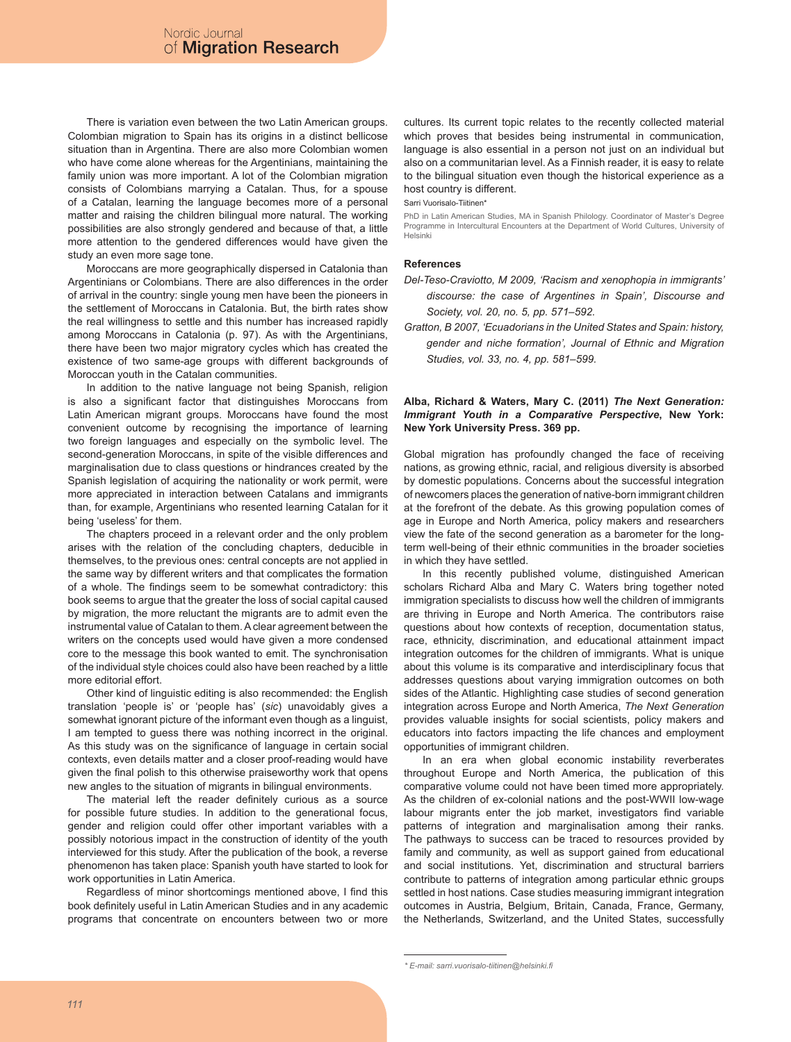There is variation even between the two Latin American groups. Colombian migration to Spain has its origins in a distinct bellicose situation than in Argentina. There are also more Colombian women who have come alone whereas for the Argentinians, maintaining the family union was more important. A lot of the Colombian migration consists of Colombians marrying a Catalan. Thus, for a spouse of a Catalan, learning the language becomes more of a personal matter and raising the children bilingual more natural. The working possibilities are also strongly gendered and because of that, a little more attention to the gendered differences would have given the study an even more sage tone.

Moroccans are more geographically dispersed in Catalonia than Argentinians or Colombians. There are also differences in the order of arrival in the country: single young men have been the pioneers in the settlement of Moroccans in Catalonia. But, the birth rates show the real willingness to settle and this number has increased rapidly among Moroccans in Catalonia (p. 97). As with the Argentinians, there have been two major migratory cycles which has created the existence of two same-age groups with different backgrounds of Moroccan youth in the Catalan communities.

In addition to the native language not being Spanish, religion is also a significant factor that distinguishes Moroccans from Latin American migrant groups. Moroccans have found the most convenient outcome by recognising the importance of learning two foreign languages and especially on the symbolic level. The second-generation Moroccans, in spite of the visible differences and marginalisation due to class questions or hindrances created by the Spanish legislation of acquiring the nationality or work permit, were more appreciated in interaction between Catalans and immigrants than, for example, Argentinians who resented learning Catalan for it being 'useless' for them.

The chapters proceed in a relevant order and the only problem arises with the relation of the concluding chapters, deducible in themselves, to the previous ones: central concepts are not applied in the same way by different writers and that complicates the formation of a whole. The findings seem to be somewhat contradictory: this book seems to argue that the greater the loss of social capital caused by migration, the more reluctant the migrants are to admit even the instrumental value of Catalan to them. A clear agreement between the writers on the concepts used would have given a more condensed core to the message this book wanted to emit. The synchronisation of the individual style choices could also have been reached by a little more editorial effort.

Other kind of linguistic editing is also recommended: the English translation 'people is' or 'people has' (*sic*) unavoidably gives a somewhat ignorant picture of the informant even though as a linguist, I am tempted to guess there was nothing incorrect in the original. As this study was on the significance of language in certain social contexts, even details matter and a closer proof-reading would have given the final polish to this otherwise praiseworthy work that opens new angles to the situation of migrants in bilingual environments.

The material left the reader definitely curious as a source for possible future studies. In addition to the generational focus, gender and religion could offer other important variables with a possibly notorious impact in the construction of identity of the youth interviewed for this study. After the publication of the book, a reverse phenomenon has taken place: Spanish youth have started to look for work opportunities in Latin America.

Regardless of minor shortcomings mentioned above, I find this book definitely useful in Latin American Studies and in any academic programs that concentrate on encounters between two or more cultures. Its current topic relates to the recently collected material which proves that besides being instrumental in communication, language is also essential in a person not just on an individual but also on a communitarian level. As a Finnish reader, it is easy to relate to the bilingual situation even though the historical experience as a host country is different.

Sarri Vuorisalo-Tiitinen*

PhD in Latin American Studies, MA in Spanish Philology. Coordinator of Master's Degree Programme in Intercultural Encounters at the Department of World Cultures, University of Helsinki

### References

*Del-Teso-Craviotto, M 2009, 'Racism and xenophopia in immigrants' discourse: the case of Argentines in Spain', Discourse and Society, vol. 20, no. 5, pp. 571–592.*

*Gratton, B 2007, 'Ecuadorians in the United States and Spain: history, gender and niche formation', Journal of Ethnic and Migration Studies, vol. 33, no. 4, pp. 581–599.*

**Alba, Richard & Waters, Mary C. (2011) *The Next Generation: Immigrant Youth in a Comparative Perspective*, New York: New York University Press. 369 pp.**

Global migration has profoundly changed the face of receiving nations, as growing ethnic, racial, and religious diversity is absorbed by domestic populations. Concerns about the successful integration of newcomers places the generation of native-born immigrant children at the forefront of the debate. As this growing population comes of age in Europe and North America, policy makers and researchers view the fate of the second generation as a barometer for the long-term well-being of their ethnic communities in the broader societies in which they have settled.

In this recently published volume, distinguished American scholars Richard Alba and Mary C. Waters bring together noted immigration specialists to discuss how well the children of immigrants are thriving in Europe and North America. The contributors raise questions about how contexts of reception, documentation status, race, ethnicity, discrimination, and educational attainment impact integration outcomes for the children of immigrants. What is unique about this volume is its comparative and interdisciplinary focus that addresses questions about varying immigration outcomes on both sides of the Atlantic. Highlighting case studies of second generation integration across Europe and North America, *The Next Generation* provides valuable insights for social scientists, policy makers and educators into factors impacting the life chances and employment opportunities of immigrant children.

In an era when global economic instability reverberates throughout Europe and North America, the publication of this comparative volume could not have been timed more appropriately. As the children of ex-colonial nations and the post-WWII low-wage labour migrants enter the job market, investigators find variable patterns of integration and marginalisation among their ranks. The pathways to success can be traced to resources provided by family and community, as well as support gained from educational and social institutions. Yet, discrimination and structural barriers contribute to patterns of integration among particular ethnic groups settled in host nations. Case studies measuring immigrant integration outcomes in Austria, Belgium, Britain, Canada, France, Germany, the Netherlands, Switzerland, and the United States, successfully

* *E-mail: sarri.vuorisalo-tiitinen@helsinki.fi*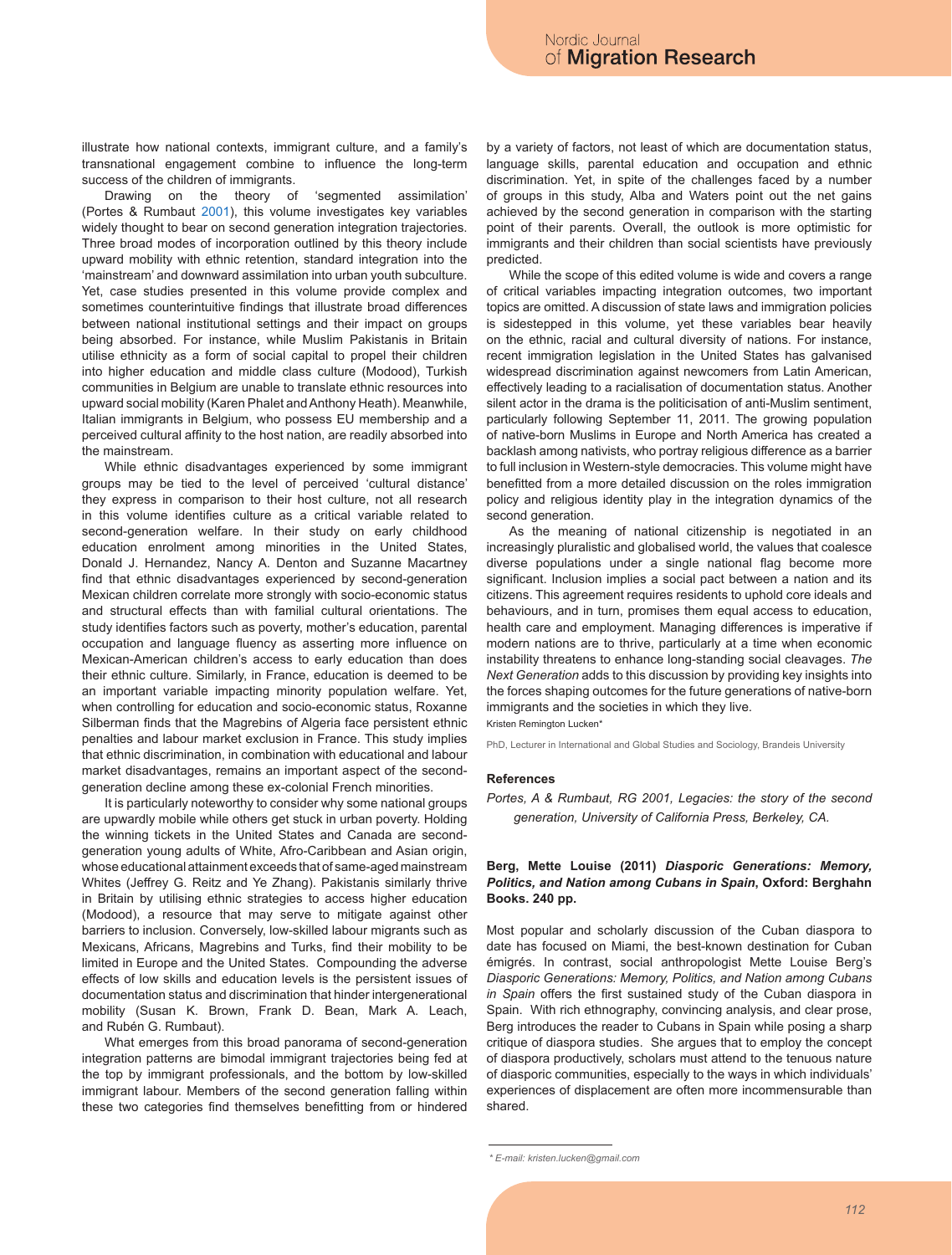illustrate how national contexts, immigrant culture, and a family's transnational engagement combine to influence the long-term success of the children of immigrants.

Drawing on the theory of 'segmented assimilation' (Portes & Rumbaut 2001), this volume investigates key variables widely thought to bear on second generation integration trajectories. Three broad modes of incorporation outlined by this theory include upward mobility with ethnic retention, standard integration into the 'mainstream' and downward assimilation into urban youth subculture. Yet, case studies presented in this volume provide complex and sometimes counterintuitive findings that illustrate broad differences between national institutional settings and their impact on groups being absorbed. For instance, while Muslim Pakistanis in Britain utilise ethnicity as a form of social capital to propel their children into higher education and middle class culture (Modood), Turkish communities in Belgium are unable to translate ethnic resources into upward social mobility (Karen Phalet and Anthony Heath). Meanwhile, Italian immigrants in Belgium, who possess EU membership and a perceived cultural affinity to the host nation, are readily absorbed into the mainstream.

While ethnic disadvantages experienced by some immigrant groups may be tied to the level of perceived 'cultural distance' they express in comparison to their host culture, not all research in this volume identifies culture as a critical variable related to second-generation welfare. In their study on early childhood education enrolment among minorities in the United States, Donald J. Hernandez, Nancy A. Denton and Suzanne Macartney find that ethnic disadvantages experienced by second-generation Mexican children correlate more strongly with socio-economic status and structural effects than with familial cultural orientations. The study identifies factors such as poverty, mother's education, parental occupation and language fluency as asserting more influence on Mexican-American children's access to early education than does their ethnic culture. Similarly, in France, education is deemed to be an important variable impacting minority population welfare. Yet, when controlling for education and socio-economic status, Roxanne Silberman finds that the Magrebins of Algeria face persistent ethnic penalties and labour market exclusion in France. This study implies that ethnic discrimination, in combination with educational and labour market disadvantages, remains an important aspect of the second-generation decline among these ex-colonial French minorities.

It is particularly noteworthy to consider why some national groups are upwardly mobile while others get stuck in urban poverty. Holding the winning tickets in the United States and Canada are second-generation young adults of White, Afro-Caribbean and Asian origin, whose educational attainment exceeds that of same-aged mainstream Whites (Jeffrey G. Reitz and Ye Zhang). Pakistanis similarly thrive in Britain by utilising ethnic strategies to access higher education (Modood), a resource that may serve to mitigate against other barriers to inclusion. Conversely, low-skilled labour migrants such as Mexicans, Africans, Magrebins and Turks, find their mobility to be limited in Europe and the United States. Compounding the adverse effects of low skills and education levels is the persistent issues of documentation status and discrimination that hinder intergenerational mobility (Susan K. Brown, Frank D. Bean, Mark A. Leach, and Rubén G. Rumbaut).

What emerges from this broad panorama of second-generation integration patterns are bimodal immigrant trajectories being fed at the top by immigrant professionals, and the bottom by low-skilled immigrant labour. Members of the second generation falling within these two categories find themselves benefitting from or hindered by a variety of factors, not least of which are documentation status, language skills, parental education and occupation and ethnic discrimination. Yet, in spite of the challenges faced by a number of groups in this study, Alba and Waters point out the net gains achieved by the second generation in comparison with the starting point of their parents. Overall, the outlook is more optimistic for immigrants and their children than social scientists have previously predicted.

While the scope of this edited volume is wide and covers a range of critical variables impacting integration outcomes, two important topics are omitted. A discussion of state laws and immigration policies is sidestepped in this volume, yet these variables bear heavily on the ethnic, racial and cultural diversity of nations. For instance, recent immigration legislation in the United States has galvanised widespread discrimination against newcomers from Latin American, effectively leading to a racialisation of documentation status. Another silent actor in the drama is the politicisation of anti-Muslim sentiment, particularly following September 11, 2011. The growing population of native-born Muslims in Europe and North America has created a backlash among nativists, who portray religious difference as a barrier to full inclusion in Western-style democracies. This volume might have benefitted from a more detailed discussion on the roles immigration policy and religious identity play in the integration dynamics of the second generation.

As the meaning of national citizenship is negotiated in an increasingly pluralistic and globalised world, the values that coalesce diverse populations under a single national flag become more significant. Inclusion implies a social pact between a nation and its citizens. This agreement requires residents to uphold core ideals and behaviours, and in turn, promises them equal access to education, health care and employment. Managing differences is imperative if modern nations are to thrive, particularly at a time when economic instability threatens to enhance long-standing social cleavages. *The Next Generation* adds to this discussion by providing key insights into the forces shaping outcomes for the future generations of native-born immigrants and the societies in which they live.

Kristen Remington Lucken*

PhD, Lecturer in International and Global Studies and Sociology, Brandeis University

### References

*Portes, A & Rumbaut, RG 2001, Legacies: the story of the second generation, University of California Press, Berkeley, CA.*

**Berg, Mette Louise (2011) *Diasporic Generations: Memory, Politics, and Nation among Cubans in Spain*, Oxford: Berghahn Books. 240 pp.**

Most popular and scholarly discussion of the Cuban diaspora to date has focused on Miami, the best-known destination for Cuban émigrés. In contrast, social anthropologist Mette Louise Berg's *Diasporic Generations: Memory, Politics, and Nation among Cubans in Spain* offers the first sustained study of the Cuban diaspora in Spain. With rich ethnography, convincing analysis, and clear prose, Berg introduces the reader to Cubans in Spain while posing a sharp critique of diaspora studies. She argues that to employ the concept of diaspora productively, scholars must attend to the tenuous nature of diasporic communities, especially to the ways in which individuals' experiences of displacement are often more incommensurable than shared.

* E-mail: kristen.lucken@gmail.com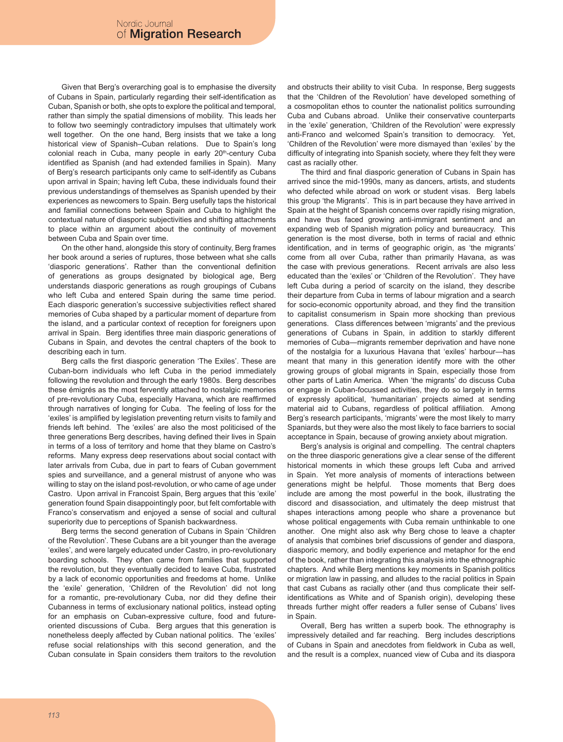Given that Berg's overarching goal is to emphasise the diversity of Cubans in Spain, particularly regarding their self-identification as Cuban, Spanish or both, she opts to explore the political and temporal, rather than simply the spatial dimensions of mobility. This leads her to follow two seemingly contradictory impulses that ultimately work well together. On the one hand, Berg insists that we take a long historical view of Spanish–Cuban relations. Due to Spain's long colonial reach in Cuba, many people in early 20th-century Cuba identified as Spanish (and had extended families in Spain). Many of Berg's research participants only came to self-identify as Cubans upon arrival in Spain; having left Cuba, these individuals found their previous understandings of themselves as Spanish upended by their experiences as newcomers to Spain. Berg usefully taps the historical and familial connections between Spain and Cuba to highlight the contextual nature of diasporic subjectivities and shifting attachments to place within an argument about the continuity of movement between Cuba and Spain over time.

On the other hand, alongside this story of continuity, Berg frames her book around a series of ruptures, those between what she calls 'diasporic generations'. Rather than the conventional definition of generations as groups designated by biological age, Berg understands diasporic generations as rough groupings of Cubans who left Cuba and entered Spain during the same time period. Each diasporic generation's successive subjectivities reflect shared memories of Cuba shaped by a particular moment of departure from the island, and a particular context of reception for foreigners upon arrival in Spain. Berg identifies three main diasporic generations of Cubans in Spain, and devotes the central chapters of the book to describing each in turn.

Berg calls the first diasporic generation 'The Exiles'. These are Cuban-born individuals who left Cuba in the period immediately following the revolution and through the early 1980s. Berg describes these émigrés as the most fervently attached to nostalgic memories of pre-revolutionary Cuba, especially Havana, which are reaffirmed through narratives of longing for Cuba. The feeling of loss for the 'exiles' is amplified by legislation preventing return visits to family and friends left behind. The 'exiles' are also the most politicised of the three generations Berg describes, having defined their lives in Spain in terms of a loss of territory and home that they blame on Castro's reforms. Many express deep reservations about social contact with later arrivals from Cuba, due in part to fears of Cuban government spies and surveillance, and a general mistrust of anyone who was willing to stay on the island post-revolution, or who came of age under Castro. Upon arrival in Francoist Spain, Berg argues that this 'exile' generation found Spain disappointingly poor, but felt comfortable with Franco's conservatism and enjoyed a sense of social and cultural superiority due to perceptions of Spanish backwardness.

Berg terms the second generation of Cubans in Spain 'Children of the Revolution'. These Cubans are a bit younger than the average 'exiles', and were largely educated under Castro, in pro-revolutionary boarding schools. They often came from families that supported the revolution, but they eventually decided to leave Cuba, frustrated by a lack of economic opportunities and freedoms at home. Unlike the 'exile' generation, 'Children of the Revolution' did not long for a romantic, pre-revolutionary Cuba, nor did they define their Cubanness in terms of exclusionary national politics, instead opting for an emphasis on Cuban-expressive culture, food and future-oriented discussions of Cuba. Berg argues that this generation is nonetheless deeply affected by Cuban national politics. The 'exiles' refuse social relationships with this second generation, and the Cuban consulate in Spain considers them traitors to the revolution and obstructs their ability to visit Cuba. In response, Berg suggests that the 'Children of the Revolution' have developed something of a cosmopolitan ethos to counter the nationalist politics surrounding Cuba and Cubans abroad. Unlike their conservative counterparts in the 'exile' generation, 'Children of the Revolution' were expressly anti-Franco and welcomed Spain's transition to democracy. Yet, 'Children of the Revolution' were more dismayed than 'exiles' by the difficulty of integrating into Spanish society, where they felt they were cast as racially other.

The third and final diasporic generation of Cubans in Spain has arrived since the mid-1990s, many as dancers, artists, and students who defected while abroad on work or student visas. Berg labels this group 'the Migrants'. This is in part because they have arrived in Spain at the height of Spanish concerns over rapidly rising migration, and have thus faced growing anti-immigrant sentiment and an expanding web of Spanish migration policy and bureaucracy. This generation is the most diverse, both in terms of racial and ethnic identification, and in terms of geographic origin, as 'the migrants' come from all over Cuba, rather than primarily Havana, as was the case with previous generations. Recent arrivals are also less educated than the 'exiles' or 'Children of the Revolution'. They have left Cuba during a period of scarcity on the island, they describe their departure from Cuba in terms of labour migration and a search for socio-economic opportunity abroad, and they find the transition to capitalist consumerism in Spain more shocking than previous generations. Class differences between 'migrants' and the previous generations of Cubans in Spain, in addition to starkly different memories of Cuba—migrants remember deprivation and have none of the nostalgia for a luxurious Havana that 'exiles' harbour—has meant that many in this generation identify more with the other growing groups of global migrants in Spain, especially those from other parts of Latin America. When 'the migrants' do discuss Cuba or engage in Cuban-focussed activities, they do so largely in terms of expressly apolitical, 'humanitarian' projects aimed at sending material aid to Cubans, regardless of political affiliation. Among Berg's research participants, 'migrants' were the most likely to marry Spaniards, but they were also the most likely to face barriers to social acceptance in Spain, because of growing anxiety about migration.

Berg's analysis is original and compelling. The central chapters on the three diasporic generations give a clear sense of the different historical moments in which these groups left Cuba and arrived in Spain. Yet more analysis of moments of interactions between generations might be helpful. Those moments that Berg does include are among the most powerful in the book, illustrating the discord and disassociation, and ultimately the deep mistrust that shapes interactions among people who share a provenance but whose political engagements with Cuba remain unthinkable to one another. One might also ask why Berg chose to leave a chapter of analysis that combines brief discussions of gender and diaspora, diasporic memory, and bodily experience and metaphor for the end of the book, rather than integrating this analysis into the ethnographic chapters. And while Berg mentions key moments in Spanish politics or migration law in passing, and alludes to the racial politics in Spain that cast Cubans as racially other (and thus complicate their self-identifications as White and of Spanish origin), developing these threads further might offer readers a fuller sense of Cubans' lives in Spain.

Overall, Berg has written a superb book. The ethnography is impressively detailed and far reaching. Berg includes descriptions of Cubans in Spain and anecdotes from fieldwork in Cuba as well, and the result is a complex, nuanced view of Cuba and its diaspora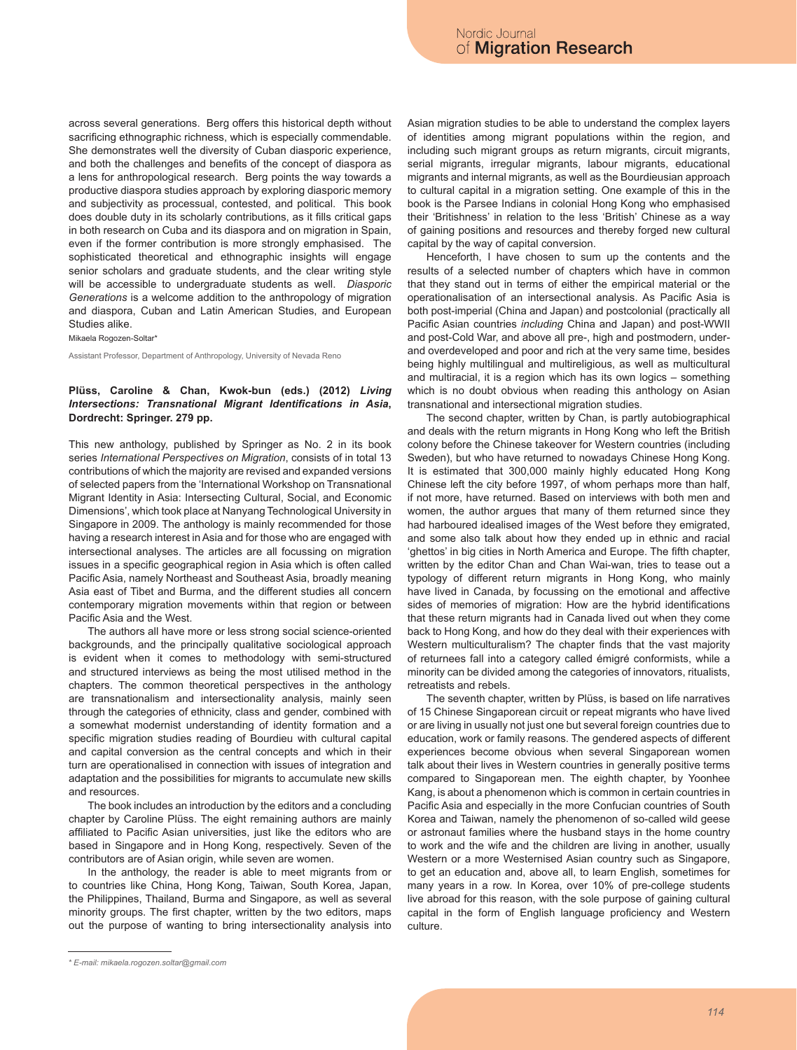across several generations. Berg offers this historical depth without sacrificing ethnographic richness, which is especially commendable. She demonstrates well the diversity of Cuban diasporic experience, and both the challenges and benefits of the concept of diaspora as a lens for anthropological research. Berg points the way towards a productive diaspora studies approach by exploring diasporic memory and subjectivity as processual, contested, and political. This book does double duty in its scholarly contributions, as it fills critical gaps in both research on Cuba and its diaspora and on migration in Spain, even if the former contribution is more strongly emphasised. The sophisticated theoretical and ethnographic insights will engage senior scholars and graduate students, and the clear writing style will be accessible to undergraduate students as well. *Diasporic Generations* is a welcome addition to the anthropology of migration and diaspora, Cuban and Latin American Studies, and European Studies alike.

Mikaela Rogozen-Soltar*

Assistant Professor, Department of Anthropology, University of Nevada Reno

**Plüss, Caroline & Chan, Kwok-bun (eds.) (2012) *Living Intersections: Transnational Migrant Identifications in Asia*, Dordrecht: Springer. 279 pp.**

This new anthology, published by Springer as No. 2 in its book series *International Perspectives on Migration*, consists of in total 13 contributions of which the majority are revised and expanded versions of selected papers from the 'International Workshop on Transnational Migrant Identity in Asia: Intersecting Cultural, Social, and Economic Dimensions', which took place at Nanyang Technological University in Singapore in 2009. The anthology is mainly recommended for those having a research interest in Asia and for those who are engaged with intersectional analyses. The articles are all focussing on migration issues in a specific geographical region in Asia which is often called Pacific Asia, namely Northeast and Southeast Asia, broadly meaning Asia east of Tibet and Burma, and the different studies all concern contemporary migration movements within that region or between Pacific Asia and the West.

The authors all have more or less strong social science-oriented backgrounds, and the principally qualitative sociological approach is evident when it comes to methodology with semi-structured and structured interviews as being the most utilised method in the chapters. The common theoretical perspectives in the anthology are transnationalism and intersectionality analysis, mainly seen through the categories of ethnicity, class and gender, combined with a somewhat modernist understanding of identity formation and a specific migration studies reading of Bourdieu with cultural capital and capital conversion as the central concepts and which in their turn are operationalised in connection with issues of integration and adaptation and the possibilities for migrants to accumulate new skills and resources.

The book includes an introduction by the editors and a concluding chapter by Caroline Plüss. The eight remaining authors are mainly affiliated to Pacific Asian universities, just like the editors who are based in Singapore and in Hong Kong, respectively. Seven of the contributors are of Asian origin, while seven are women.

In the anthology, the reader is able to meet migrants from or to countries like China, Hong Kong, Taiwan, South Korea, Japan, the Philippines, Thailand, Burma and Singapore, as well as several minority groups. The first chapter, written by the two editors, maps out the purpose of wanting to bring intersectionality analysis into Asian migration studies to be able to understand the complex layers of identities among migrant populations within the region, and including such migrant groups as return migrants, circuit migrants, serial migrants, irregular migrants, labour migrants, educational migrants and internal migrants, as well as the Bourdieusian approach to cultural capital in a migration setting. One example of this in the book is the Parsee Indians in colonial Hong Kong who emphasised their 'Britishness' in relation to the less 'British' Chinese as a way of gaining positions and resources and thereby forged new cultural capital by the way of capital conversion.

Henceforth, I have chosen to sum up the contents and the results of a selected number of chapters which have in common that they stand out in terms of either the empirical material or the operationalisation of an intersectional analysis. As Pacific Asia is both post-imperial (China and Japan) and postcolonial (practically all Pacific Asian countries *including* China and Japan) and post-WWII and post-Cold War, and above all pre-, high and postmodern, under- and overdeveloped and poor and rich at the very same time, besides being highly multilingual and multireligious, as well as multicultural and multiracial, it is a region which has its own logics – something which is no doubt obvious when reading this anthology on Asian transnational and intersectional migration studies.

The second chapter, written by Chan, is partly autobiographical and deals with the return migrants in Hong Kong who left the British colony before the Chinese takeover for Western countries (including Sweden), but who have returned to nowadays Chinese Hong Kong. It is estimated that 300,000 mainly highly educated Hong Kong Chinese left the city before 1997, of whom perhaps more than half, if not more, have returned. Based on interviews with both men and women, the author argues that many of them returned since they had harboured idealised images of the West before they emigrated, and some also talk about how they ended up in ethnic and racial 'ghettos' in big cities in North America and Europe. The fifth chapter, written by the editor Chan and Chan Wai-wan, tries to tease out a typology of different return migrants in Hong Kong, who mainly have lived in Canada, by focussing on the emotional and affective sides of memories of migration: How are the hybrid identifications that these return migrants had in Canada lived out when they come back to Hong Kong, and how do they deal with their experiences with Western multiculturalism? The chapter finds that the vast majority of returnees fall into a category called émigré conformists, while a minority can be divided among the categories of innovators, ritualists, retreatists and rebels.

The seventh chapter, written by Plüss, is based on life narratives of 15 Chinese Singaporean circuit or repeat migrants who have lived or are living in usually not just one but several foreign countries due to education, work or family reasons. The gendered aspects of different experiences become obvious when several Singaporean women talk about their lives in Western countries in generally positive terms compared to Singaporean men. The eighth chapter, by Yoonhee Kang, is about a phenomenon which is common in certain countries in Pacific Asia and especially in the more Confucian countries of South Korea and Taiwan, namely the phenomenon of so-called wild geese or astronaut families where the husband stays in the home country to work and the wife and the children are living in another, usually Western or a more Westernised Asian country such as Singapore, to get an education and, above all, to learn English, sometimes for many years in a row. In Korea, over 10% of pre-college students live abroad for this reason, with the sole purpose of gaining cultural capital in the form of English language proficiency and Western culture.

---

* E-mail: mikaela.rogozen.soltar@gmail.com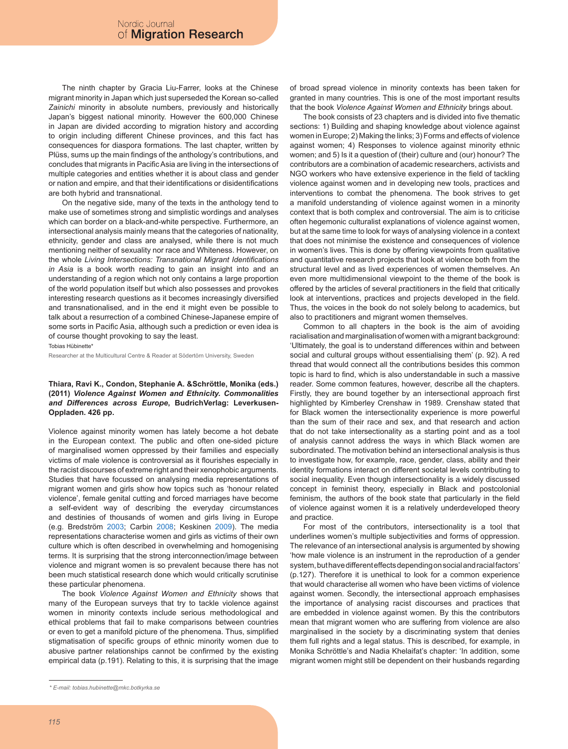The ninth chapter by Gracia Liu-Farrer, looks at the Chinese migrant minority in Japan which just superseded the Korean so-called *Zainichi* minority in absolute numbers, previously and historically Japan's biggest national minority. However the 600,000 Chinese in Japan are divided according to migration history and according to origin including different Chinese provinces, and this fact has consequences for diaspora formations. The last chapter, written by Plüss, sums up the main findings of the anthology's contributions, and concludes that migrants in Pacific Asia are living in the intersections of multiple categories and entities whether it is about class and gender or nation and empire, and that their identifications or disidentifications are both hybrid and transnational.

On the negative side, many of the texts in the anthology tend to make use of sometimes strong and simplistic wordings and analyses which can border on a black-and-white perspective. Furthermore, an intersectional analysis mainly means that the categories of nationality, ethnicity, gender and class are analysed, while there is not much mentioning neither of sexuality nor race and Whiteness. However, on the whole *Living Intersections: Transnational Migrant Identifications in Asia* is a book worth reading to gain an insight into and an understanding of a region which not only contains a large proportion of the world population itself but which also possesses and provokes interesting research questions as it becomes increasingly diversified and transnationalised, and in the end it might even be possible to talk about a resurrection of a combined Chinese-Japanese empire of some sorts in Pacific Asia, although such a prediction or even idea is of course thought provoking to say the least.

Tobias Hübinette*

Researcher at the Multicultural Centre & Reader at Södertörn University, Sweden

**Thiara, Ravi K., Condon, Stephanie A. &Schröttle, Monika (eds.) (2011) *Violence Against Women and Ethnicity. Commonalities and Differences across Europe*, BudrichVerlag: Leverkusen-Oppladen. 426 pp.**

Violence against minority women has lately become a hot debate in the European context. The public and often one-sided picture of marginalised women oppressed by their families and especially victims of male violence is controversial as it flourishes especially in the racist discourses of extreme right and their xenophobic arguments. Studies that have focussed on analysing media representations of migrant women and girls show how topics such as 'honour related violence', female genital cutting and forced marriages have become a self-evident way of describing the everyday circumstances and destinies of thousands of women and girls living in Europe (e.g. Bredström 2003; Carbin 2008; Keskinen 2009). The media representations characterise women and girls as victims of their own culture which is often described in overwhelming and homogenising terms. It is surprising that the strong interconnection/image between violence and migrant women is so prevalent because there has not been much statistical research done which would critically scrutinise these particular phenomena.

The book *Violence Against Women and Ethnicity* shows that many of the European surveys that try to tackle violence against women in minority contexts include serious methodological and ethical problems that fail to make comparisons between countries or even to get a manifold picture of the phenomena. Thus, simplified stigmatisation of specific groups of ethnic minority women due to abusive partner relationships cannot be confirmed by the existing empirical data (p.191). Relating to this, it is surprising that the image of broad spread violence in minority contexts has been taken for granted in many countries. This is one of the most important results that the book *Violence Against Women and Ethnicity* brings about.

The book consists of 23 chapters and is divided into five thematic sections: 1) Building and shaping knowledge about violence against women in Europe; 2) Making the links; 3) Forms and effects of violence against women; 4) Responses to violence against minority ethnic women; and 5) Is it a question of (their) culture and (our) honour? The contributors are a combination of academic researchers, activists and NGO workers who have extensive experience in the field of tackling violence against women and in developing new tools, practices and interventions to combat the phenomena. The book strives to get a manifold understanding of violence against women in a minority context that is both complex and controversial. The aim is to criticise often hegemonic culturalist explanations of violence against women, but at the same time to look for ways of analysing violence in a context that does not minimise the existence and consequences of violence in women's lives. This is done by offering viewpoints from qualitative and quantitative research projects that look at violence both from the structural level and as lived experiences of women themselves. An even more multidimensional viewpoint to the theme of the book is offered by the articles of several practitioners in the field that critically look at interventions, practices and projects developed in the field. Thus, the voices in the book do not solely belong to academics, but also to practitioners and migrant women themselves.

Common to all chapters in the book is the aim of avoiding racialisation and marginalisation of women with a migrant background: 'Ultimately, the goal is to understand differences within and between social and cultural groups without essentialising them' (p. 92). A red thread that would connect all the contributions besides this common topic is hard to find, which is also understandable in such a massive reader. Some common features, however, describe all the chapters. Firstly, they are bound together by an intersectional approach first highlighted by Kimberley Crenshaw in 1989. Crenshaw stated that for Black women the intersectionality experience is more powerful than the sum of their race and sex, and that research and action that do not take intersectionality as a starting point and as a tool of analysis cannot address the ways in which Black women are subordinated. The motivation behind an intersectional analysis is thus to investigate how, for example, race, gender, class, ability and their identity formations interact on different societal levels contributing to social inequality. Even though intersectionality is a widely discussed concept in feminist theory, especially in Black and postcolonial feminism, the authors of the book state that particularly in the field of violence against women it is a relatively underdeveloped theory and practice.

For most of the contributors, intersectionality is a tool that underlines women's multiple subjectivities and forms of oppression. The relevance of an intersectional analysis is argumented by showing 'how male violence is an instrument in the reproduction of a gender system, but have different effects depending on social and racial factors' (p.127). Therefore it is unethical to look for a common experience that would characterise all women who have been victims of violence against women. Secondly, the intersectional approach emphasises the importance of analysing racist discourses and practices that are embedded in violence against women. By this the contributors mean that migrant women who are suffering from violence are also marginalised in the society by a discriminating system that denies them full rights and a legal status. This is described, for example, in Monika Schröttle's and Nadia Khelaifat's chapter: 'In addition, some migrant women might still be dependent on their husbands regarding

* E-mail: tobias.hubinette@mkc.botkyrka.se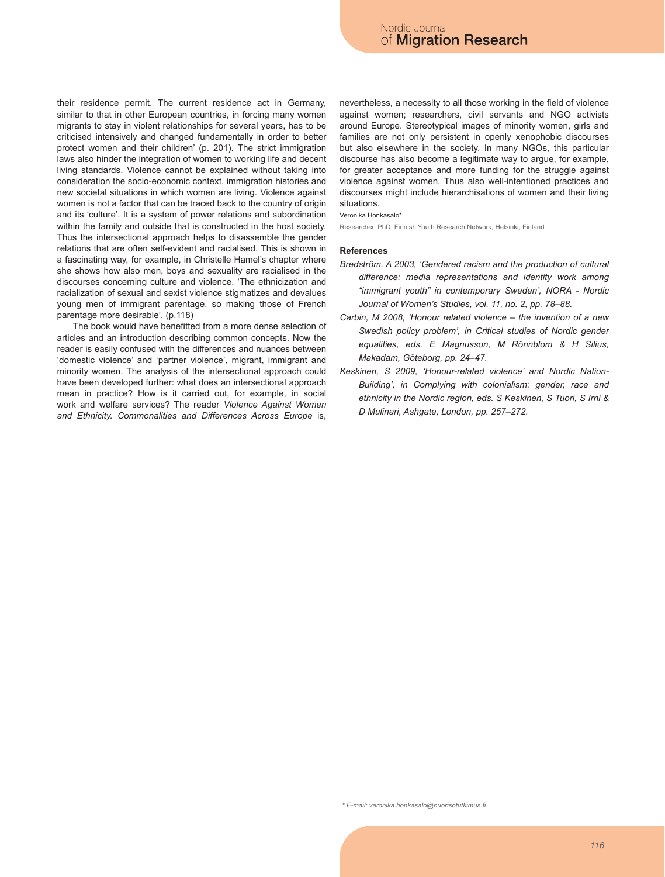their residence permit. The current residence act in Germany, similar to that in other European countries, in forcing many women migrants to stay in violent relationships for several years, has to be criticised intensively and changed fundamentally in order to better protect women and their children' (p. 201). The strict immigration laws also hinder the integration of women to working life and decent living standards. Violence cannot be explained without taking into consideration the socio-economic context, immigration histories and new societal situations in which women are living. Violence against women is not a factor that can be traced back to the country of origin and its 'culture'. It is a system of power relations and subordination within the family and outside that is constructed in the host society. Thus the intersectional approach helps to disassemble the gender relations that are often self-evident and racialised. This is shown in a fascinating way, for example, in Christelle Hamel's chapter where she shows how also men, boys and sexuality are racialised in the discourses concerning culture and violence. 'The ethnicization and racialization of sexual and sexist violence stigmatizes and devalues young men of immigrant parentage, so making those of French parentage more desirable'. (p.118)

The book would have benefitted from a more dense selection of articles and an introduction describing common concepts. Now the reader is easily confused with the differences and nuances between 'domestic violence' and 'partner violence', migrant, immigrant and minority women. The analysis of the intersectional approach could have been developed further: what does an intersectional approach mean in practice? How is it carried out, for example, in social work and welfare services? The reader *Violence Against Women and Ethnicity. Commonalities and Differences Across Europe* is, nevertheless, a necessity to all those working in the field of violence against women; researchers, civil servants and NGO activists around Europe. Stereotypical images of minority women, girls and families are not only persistent in openly xenophobic discourses but also elsewhere in the society. In many NGOs, this particular discourse has also become a legitimate way to argue, for example, for greater acceptance and more funding for the struggle against violence against women. Thus also well-intentioned practices and discourses might include hierarchisations of women and their living situations.

Veronika Honkasalo*

Researcher, PhD, Finnish Youth Research Network, Helsinki, Finland

### References

*Bredström, A 2003, 'Gendered racism and the production of cultural difference: media representations and identity work among "immigrant youth" in contemporary Sweden', NORA - Nordic Journal of Women's Studies, vol. 11, no. 2, pp. 78–88.*

*Carbin, M 2008, 'Honour related violence – the invention of a new Swedish policy problem', in Critical studies of Nordic gender equalities, eds. E Magnusson, M Rönnblom & H Silius, Makadam, Göteborg, pp. 24–47.*

*Keskinen, S 2009, 'Honour-related violence' and Nordic Nation-Building', in Complying with colonialism: gender, race and ethnicity in the Nordic region, eds. S Keskinen, S Tuori, S Irni & D Mulinari, Ashgate, London, pp. 257–272.*

* *E-mail: veronika.honkasalo@nuorisotutkimus.fi*